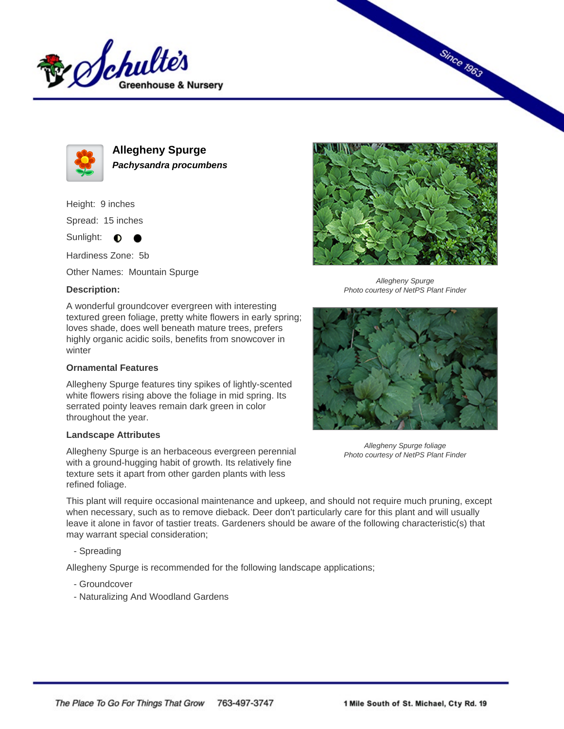# Allegheny Spurge

***Pachysandra procumbens***

Height: 9 inches

Spread: 15 inches

Sunlight: ◐ ●

Hardiness Zone: 5b

Other Names: Mountain Spurge

**Description:**

A wonderful groundcover evergreen with interesting textured green foliage, pretty white flowers in early spring; loves shade, does well beneath mature trees, prefers highly organic acidic soils, benefits from snowcover in winter

*Allegheny Spurge*
*Photo courtesy of NetPS Plant Finder*

*Allegheny Spurge foliage*
*Photo courtesy of NetPS Plant Finder*

### Ornamental Features

Allegheny Spurge features tiny spikes of lightly-scented white flowers rising above the foliage in mid spring. Its serrated pointy leaves remain dark green in color throughout the year.

### Landscape Attributes

Allegheny Spurge is an herbaceous evergreen perennial with a ground-hugging habit of growth. Its relatively fine texture sets it apart from other garden plants with less refined foliage.

This plant will require occasional maintenance and upkeep, and should not require much pruning, except when necessary, such as to remove dieback. Deer don't particularly care for this plant and will usually leave it alone in favor of tastier treats. Gardeners should be aware of the following characteristic(s) that may warrant special consideration;

- Spreading

Allegheny Spurge is recommended for the following landscape applications;

- Groundcover
- Naturalizing And Woodland Gardens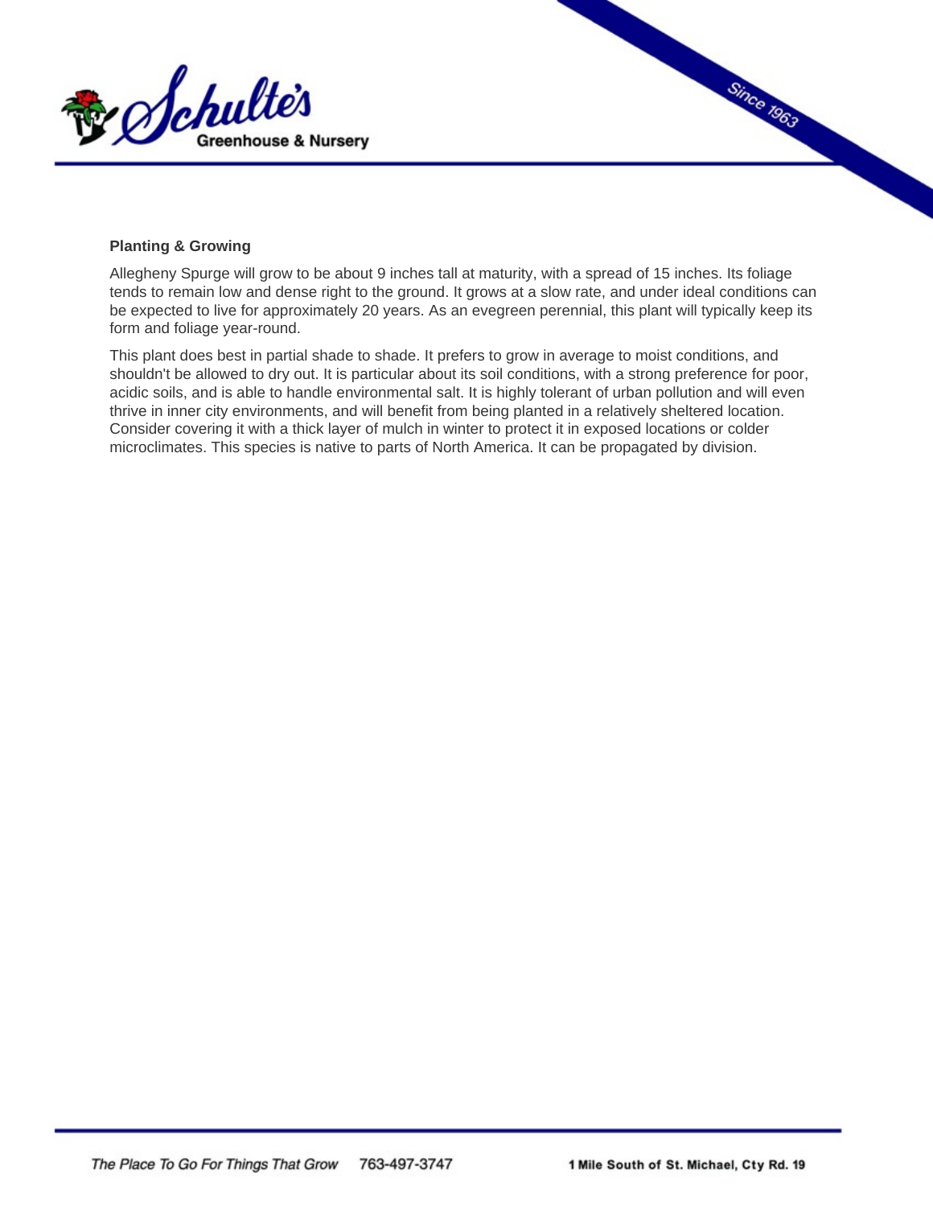### Planting & Growing

Allegheny Spurge will grow to be about 9 inches tall at maturity, with a spread of 15 inches. Its foliage tends to remain low and dense right to the ground. It grows at a slow rate, and under ideal conditions can be expected to live for approximately 20 years. As an evegreen perennial, this plant will typically keep its form and foliage year-round.

This plant does best in partial shade to shade. It prefers to grow in average to moist conditions, and shouldn't be allowed to dry out. It is particular about its soil conditions, with a strong preference for poor, acidic soils, and is able to handle environmental salt. It is highly tolerant of urban pollution and will even thrive in inner city environments, and will benefit from being planted in a relatively sheltered location. Consider covering it with a thick layer of mulch in winter to protect it in exposed locations or colder microclimates. This species is native to parts of North America. It can be propagated by division.